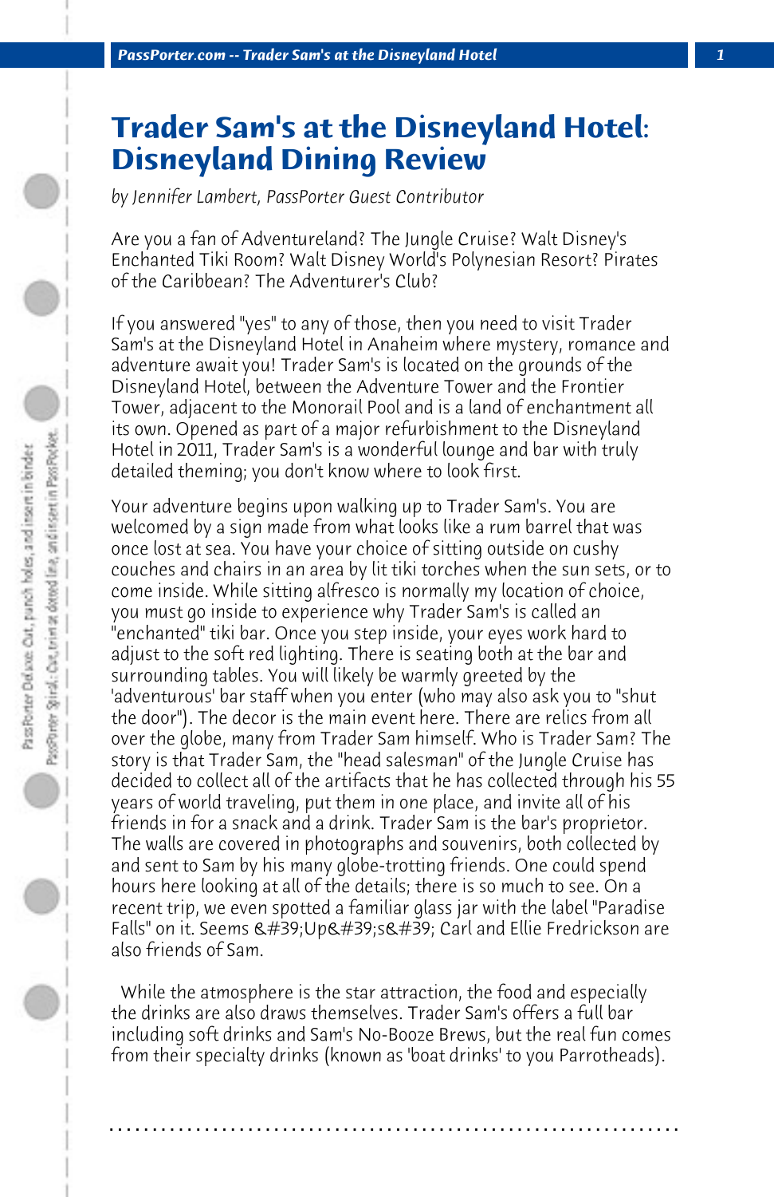# Trader Sam's at the Disneyland Hotel: Disneyland Dining Review

*by Jennifer Lambert, PassPorter Guest Contributor*

Are you a fan of Adventureland? The Jungle Cruise? Walt Disney's Enchanted Tiki Room? Walt Disney World's Polynesian Resort? Pirates of the Caribbean? The Adventurer's Club?

If you answered "yes" to any of those, then you need to visit Trader Sam's at the Disneyland Hotel in Anaheim where mystery, romance and adventure await you! Trader Sam's is located on the grounds of the Disneyland Hotel, between the Adventure Tower and the Frontier Tower, adjacent to the Monorail Pool and is a land of enchantment all its own. Opened as part of a major refurbishment to the Disneyland Hotel in 2011, Trader Sam's is a wonderful lounge and bar with truly detailed theming; you don't know where to look first.

Your adventure begins upon walking up to Trader Sam's. You are welcomed by a sign made from what looks like a rum barrel that was once lost at sea. You have your choice of sitting outside on cushy couches and chairs in an area by lit tiki torches when the sun sets, or to come inside. While sitting alfresco is normally my location of choice, you must go inside to experience why Trader Sam's is called an "enchanted" tiki bar. Once you step inside, your eyes work hard to adjust to the soft red lighting. There is seating both at the bar and surrounding tables. You will likely be warmly greeted by the 'adventurous' bar staff when you enter (who may also ask you to "shut the door"). The decor is the main event here. There are relics from all over the globe, many from Trader Sam himself. Who is Trader Sam? The story is that Trader Sam, the "head salesman" of the Jungle Cruise has decided to collect all of the artifacts that he has collected through his 55 years of world traveling, put them in one place, and invite all of his friends in for a snack and a drink. Trader Sam is the bar's proprietor. The walls are covered in photographs and souvenirs, both collected by and sent to Sam by his many globe-trotting friends. One could spend hours here looking at all of the details; there is so much to see. On a recent trip, we even spotted a familiar glass jar with the label "Paradise Falls" on it. Seems &#39;Up&#39;s&#39; Carl and Ellie Fredrickson are also friends of Sam.

While the atmosphere is the star attraction, the food and especially the drinks are also draws themselves. Trader Sam's offers a full bar including soft drinks and Sam's No-Booze Brews, but the real fun comes from their specialty drinks (known as 'boat drinks' to you Parrotheads).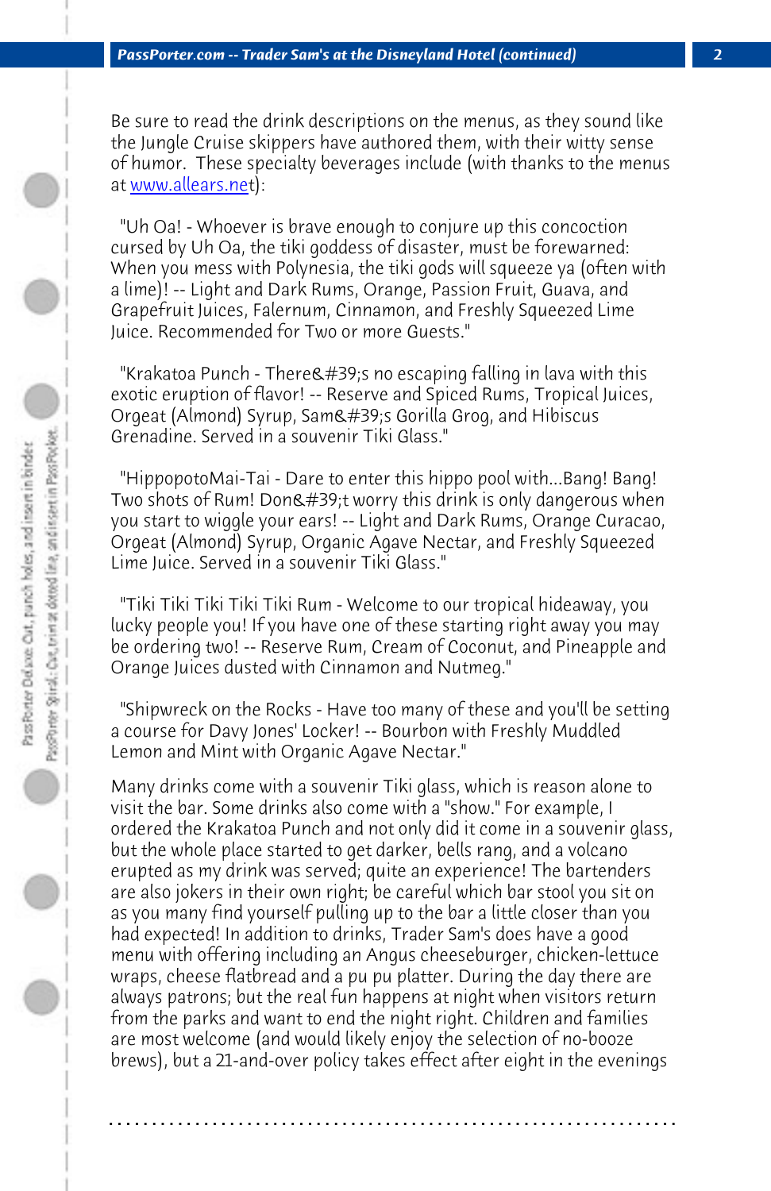Be sure to read the drink descriptions on the menus, as they sound like the Jungle Cruise skippers have authored them, with their witty sense of humor. These specialty beverages include (with thanks to the menus at [www.allears.net](http://www.allears.net)):

"Uh Oa! - Whoever is brave enough to conjure up this concoction cursed by Uh Oa, the tiki goddess of disaster, must be forewarned: When you mess with Polynesia, the tiki gods will squeeze ya (often with a lime)! -- Light and Dark Rums, Orange, Passion Fruit, Guava, and Grapefruit Juices, Falernum, Cinnamon, and Freshly Squeezed Lime Juice. Recommended for Two or more Guests."

"Krakatoa Punch - There&#39;s no escaping falling in lava with this exotic eruption of flavor! -- Reserve and Spiced Rums, Tropical Juices, Orgeat (Almond) Syrup, Sam&#39;s Gorilla Grog, and Hibiscus Grenadine. Served in a souvenir Tiki Glass."

"HippopotoMai-Tai - Dare to enter this hippo pool with...Bang! Bang! Two shots of Rum! Don&#39;t worry this drink is only dangerous when you start to wiggle your ears! -- Light and Dark Rums, Orange Curacao, Orgeat (Almond) Syrup, Organic Agave Nectar, and Freshly Squeezed Lime Juice. Served in a souvenir Tiki Glass."

"Tiki Tiki Tiki Tiki Tiki Rum - Welcome to our tropical hideaway, you lucky people you! If you have one of these starting right away you may be ordering two! -- Reserve Rum, Cream of Coconut, and Pineapple and Orange Juices dusted with Cinnamon and Nutmeg."

"Shipwreck on the Rocks - Have too many of these and you'll be setting a course for Davy Jones' Locker! -- Bourbon with Freshly Muddled Lemon and Mint with Organic Agave Nectar."

Many drinks come with a souvenir Tiki glass, which is reason alone to visit the bar. Some drinks also come with a "show." For example, I ordered the Krakatoa Punch and not only did it come in a souvenir glass, but the whole place started to get darker, bells rang, and a volcano erupted as my drink was served; quite an experience! The bartenders are also jokers in their own right; be careful which bar stool you sit on as you many find yourself pulling up to the bar a little closer than you had expected! In addition to drinks, Trader Sam's does have a good menu with offering including an Angus cheeseburger, chicken-lettuce wraps, cheese flatbread and a pu pu platter. During the day there are always patrons; but the real fun happens at night when visitors return from the parks and want to end the night right. Children and families are most welcome (and would likely enjoy the selection of no-booze brews), but a 21-and-over policy takes effect after eight in the evenings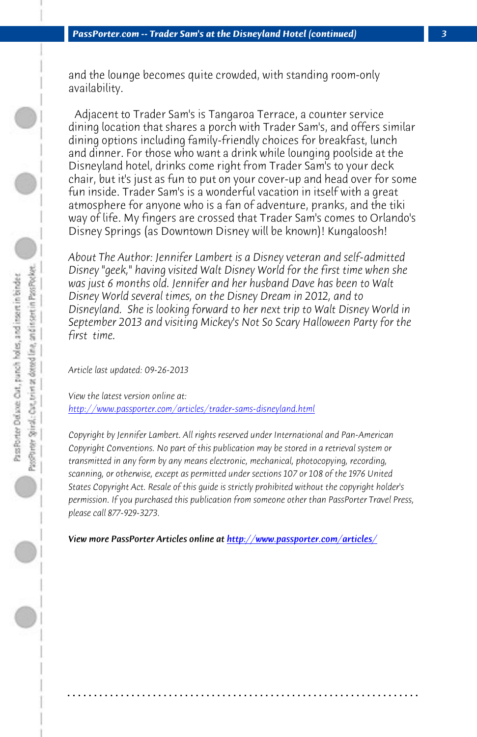and the lounge becomes quite crowded, with standing room-only availability.

Adjacent to Trader Sam's is Tangaroa Terrace, a counter service dining location that shares a porch with Trader Sam's, and offers similar dining options including family-friendly choices for breakfast, lunch and dinner. For those who want a drink while lounging poolside at the Disneyland hotel, drinks come right from Trader Sam's to your deck chair, but it's just as fun to put on your cover-up and head over for some fun inside. Trader Sam's is a wonderful vacation in itself with a great atmosphere for anyone who is a fan of adventure, pranks, and the tiki way of life. My fingers are crossed that Trader Sam's comes to Orlando's Disney Springs (as Downtown Disney will be known)! Kungaloosh!

*About The Author: Jennifer Lambert is a Disney veteran and self-admitted Disney "geek," having visited Walt Disney World for the first time when she was just 6 months old. Jennifer and her husband Dave has been to Walt Disney World several times, on the Disney Dream in 2012, and to Disneyland. She is looking forward to her next trip to Walt Disney World in September 2013 and visiting Mickey's Not So Scary Halloween Party for the first time.*

*Article last updated: 09-26-2013*

*View the latest version online at:*
*http://www.passporter.com/articles/trader-sams-disneyland.html*

*Copyright by Jennifer Lambert. All rights reserved under International and Pan-American Copyright Conventions. No part of this publication may be stored in a retrieval system or transmitted in any form by any means electronic, mechanical, photocopying, recording, scanning, or otherwise, except as permitted under sections 107 or 108 of the 1976 United States Copyright Act. Resale of this guide is strictly prohibited without the copyright holder's permission. If you purchased this publication from someone other than PassPorter Travel Press, please call 877-929-3273.*

***View more PassPorter Articles online at http://www.passporter.com/articles/***